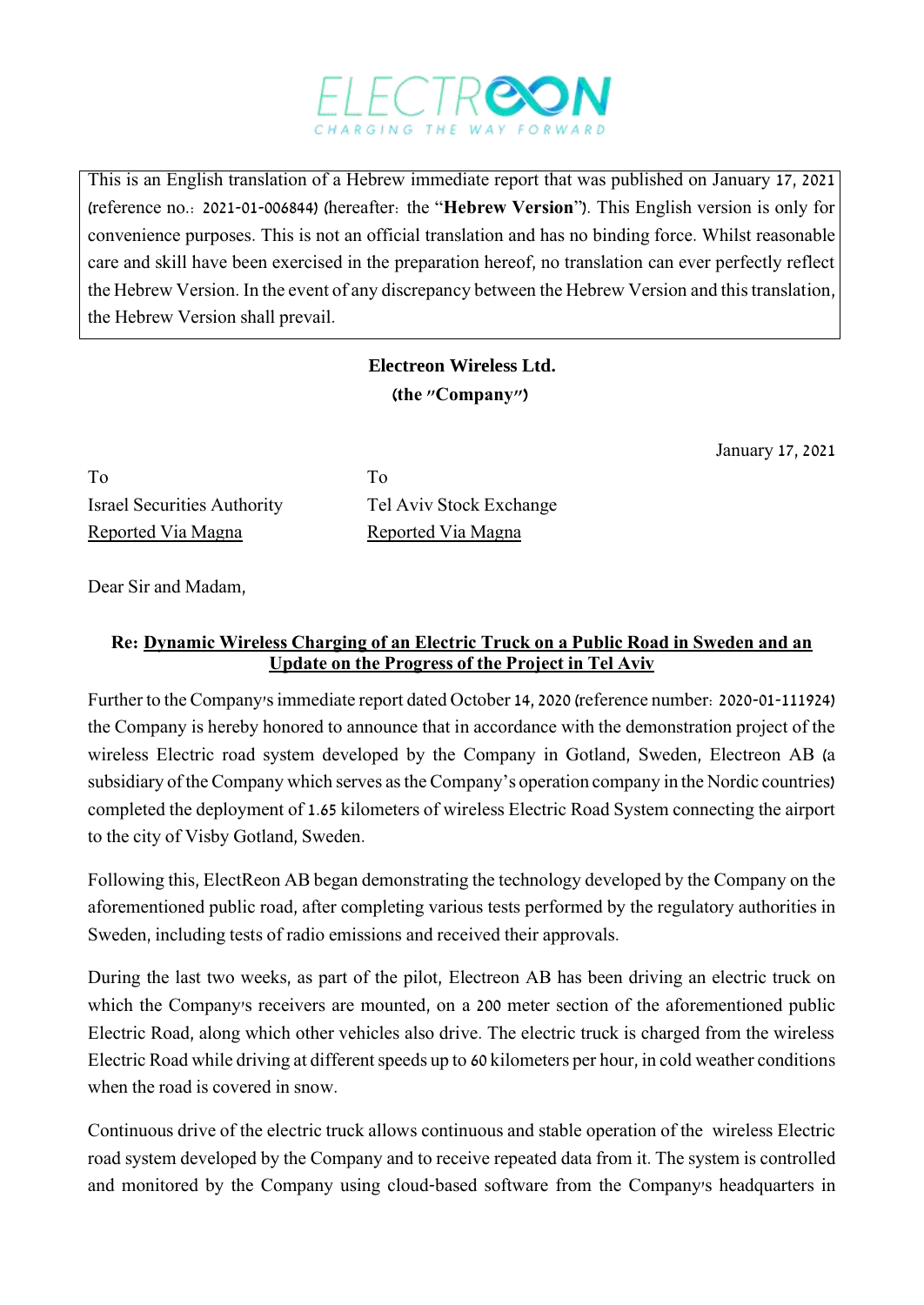ELECTREON
CHARGING THE WAY FORWARD

> This is an English translation of a Hebrew immediate report that was published on January 17, 2021 (reference no.: 2021-01-006844) (hereafter: the "**Hebrew Version**"). This English version is only for convenience purposes. This is not an official translation and has no binding force. Whilst reasonable care and skill have been exercised in the preparation hereof, no translation can ever perfectly reflect the Hebrew Version. In the event of any discrepancy between the Hebrew Version and this translation, the Hebrew Version shall prevail.

**Electreon Wireless Ltd.**
**(the "Company")**

January 17, 2021

To
Israel Securities Authority
Reported Via Magna

To
Tel Aviv Stock Exchange
Reported Via Magna

Dear Sir and Madam,

**Re: Dynamic Wireless Charging of an Electric Truck on a Public Road in Sweden and an Update on the Progress of the Project in Tel Aviv**

Further to the Company's immediate report dated October 14, 2020 (reference number: 2020-01-111924) the Company is hereby honored to announce that in accordance with the demonstration project of the wireless Electric road system developed by the Company in Gotland, Sweden, Electreon AB (a subsidiary of the Company which serves as the Company's operation company in the Nordic countries) completed the deployment of 1.65 kilometers of wireless Electric Road System connecting the airport to the city of Visby Gotland, Sweden.

Following this, ElectReon AB began demonstrating the technology developed by the Company on the aforementioned public road, after completing various tests performed by the regulatory authorities in Sweden, including tests of radio emissions and received their approvals.

During the last two weeks, as part of the pilot, Electreon AB has been driving an electric truck on which the Company's receivers are mounted, on a 200 meter section of the aforementioned public Electric Road, along which other vehicles also drive. The electric truck is charged from the wireless Electric Road while driving at different speeds up to 60 kilometers per hour, in cold weather conditions when the road is covered in snow.

Continuous drive of the electric truck allows continuous and stable operation of the wireless Electric road system developed by the Company and to receive repeated data from it. The system is controlled and monitored by the Company using cloud-based software from the Company's headquarters in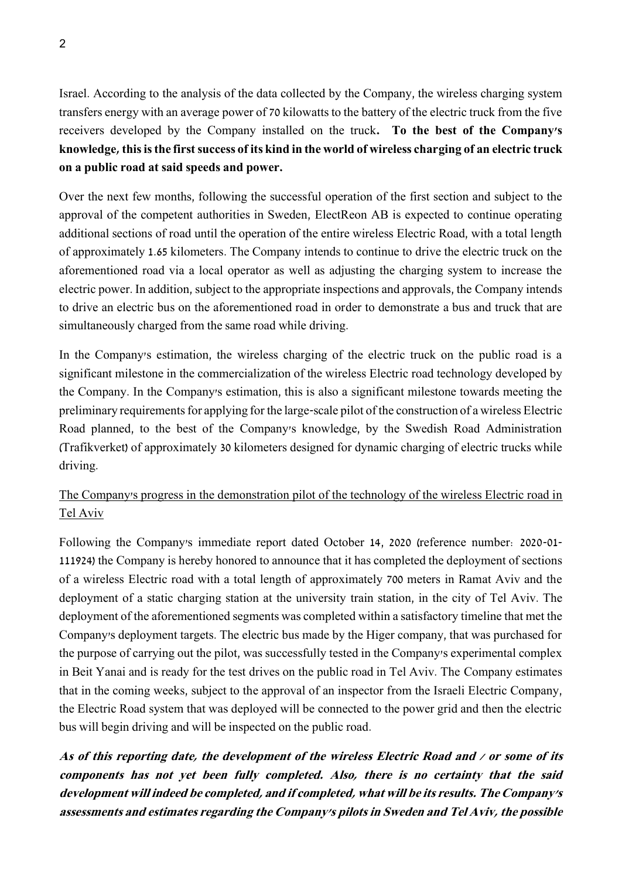Israel. According to the analysis of the data collected by the Company, the wireless charging system transfers energy with an average power of 70 kilowatts to the battery of the electric truck from the five receivers developed by the Company installed on the truck. **To the best of the Company's knowledge, this is the first success of its kind in the world of wireless charging of an electric truck on a public road at said speeds and power.**

Over the next few months, following the successful operation of the first section and subject to the approval of the competent authorities in Sweden, ElectReon AB is expected to continue operating additional sections of road until the operation of the entire wireless Electric Road, with a total length of approximately 1.65 kilometers. The Company intends to continue to drive the electric truck on the aforementioned road via a local operator as well as adjusting the charging system to increase the electric power. In addition, subject to the appropriate inspections and approvals, the Company intends to drive an electric bus on the aforementioned road in order to demonstrate a bus and truck that are simultaneously charged from the same road while driving.

In the Company's estimation, the wireless charging of the electric truck on the public road is a significant milestone in the commercialization of the wireless Electric road technology developed by the Company. In the Company's estimation, this is also a significant milestone towards meeting the preliminary requirements for applying for the large-scale pilot of the construction of a wireless Electric Road planned, to the best of the Company's knowledge, by the Swedish Road Administration (Trafikverket) of approximately 30 kilometers designed for dynamic charging of electric trucks while driving.

The Company's progress in the demonstration pilot of the technology of the wireless Electric road in Tel Aviv

Following the Company's immediate report dated October 14, 2020 (reference number: 2020-01-111924) the Company is hereby honored to announce that it has completed the deployment of sections of a wireless Electric road with a total length of approximately 700 meters in Ramat Aviv and the deployment of a static charging station at the university train station, in the city of Tel Aviv. The deployment of the aforementioned segments was completed within a satisfactory timeline that met the Company's deployment targets. The electric bus made by the Higer company, that was purchased for the purpose of carrying out the pilot, was successfully tested in the Company's experimental complex in Beit Yanai and is ready for the test drives on the public road in Tel Aviv. The Company estimates that in the coming weeks, subject to the approval of an inspector from the Israeli Electric Company, the Electric Road system that was deployed will be connected to the power grid and then the electric bus will begin driving and will be inspected on the public road.

***As of this reporting date, the development of the wireless Electric Road and / or some of its components has not yet been fully completed. Also, there is no certainty that the said development will indeed be completed, and if completed, what will be its results. The Company's assessments and estimates regarding the Company's pilots in Sweden and Tel Aviv, the possible***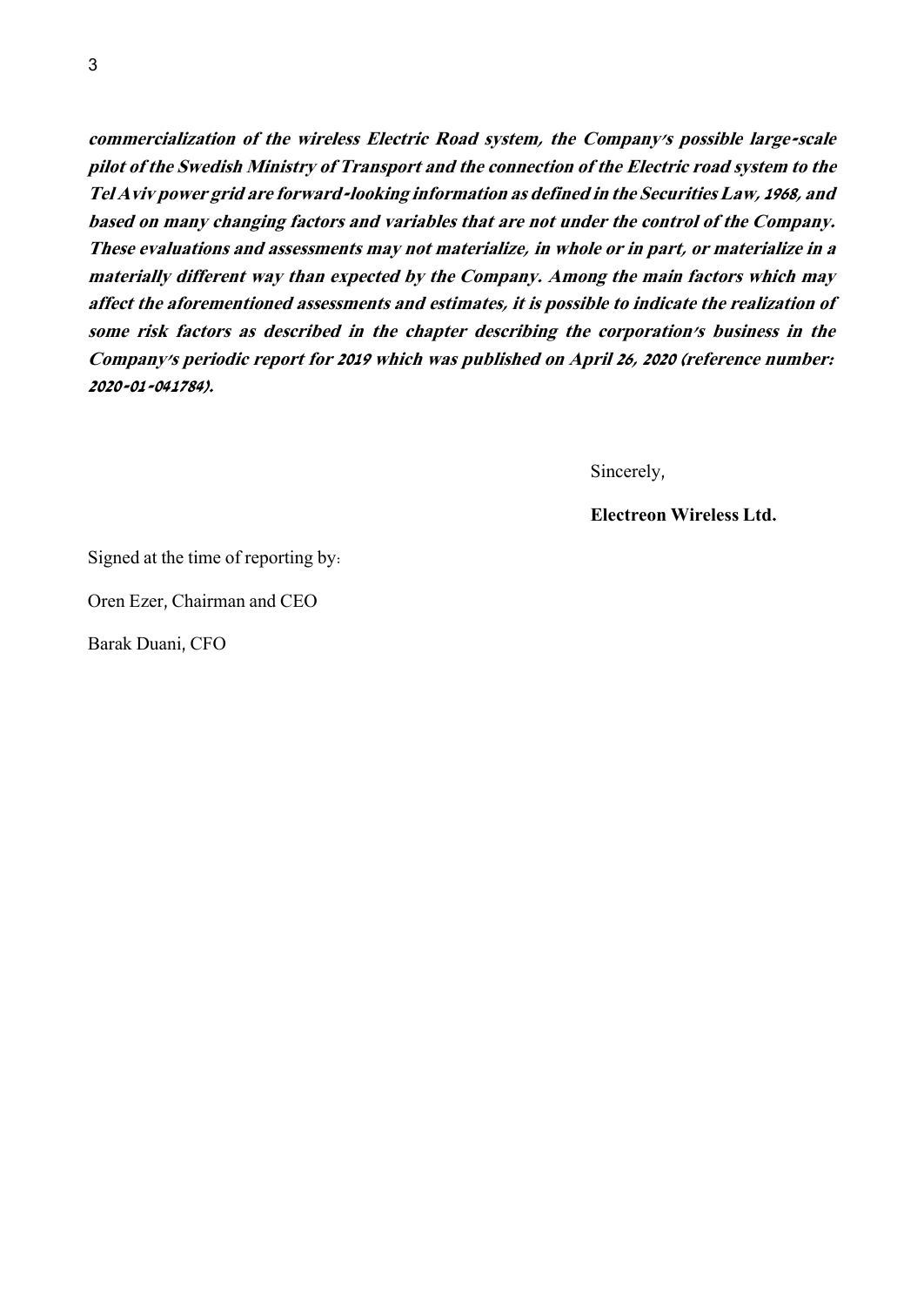***commercialization of the wireless Electric Road system, the Company's possible large-scale pilot of the Swedish Ministry of Transport and the connection of the Electric road system to the Tel Aviv power grid are forward-looking information as defined in the Securities Law, 1968, and based on many changing factors and variables that are not under the control of the Company. These evaluations and assessments may not materialize, in whole or in part, or materialize in a materially different way than expected by the Company. Among the main factors which may affect the aforementioned assessments and estimates, it is possible to indicate the realization of some risk factors as described in the chapter describing the corporation's business in the Company's periodic report for 2019 which was published on April 26, 2020 (reference number: 2020-01-041784).***

Sincerely,

**Electreon Wireless Ltd.**

Signed at the time of reporting by:

Oren Ezer, Chairman and CEO

Barak Duani, CFO